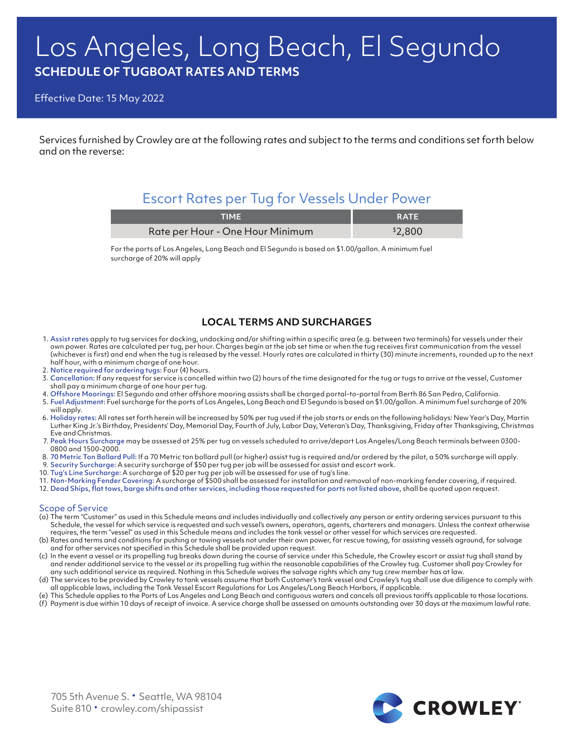# Los Angeles, Long Beach, El Segundo

## SCHEDULE OF TUGBOAT RATES AND TERMS

Effective Date: 15 May 2022

Services furnished by Crowley are at the following rates and subject to the terms and conditions set forth below and on the reverse:

## Escort Rates per Tug for Vessels Under Power

| TIME | RATE |
|---|---|
| Rate per Hour - One Hour Minimum | $2,800 |

For the ports of Los Angeles, Long Beach and El Segundo is based on $1.00/gallon. A minimum fuel surcharge of 20% will apply

## LOCAL TERMS AND SURCHARGES

1. Assist rates apply to tug services for docking, undocking and/or shifting within a specific area (e.g. between two terminals) for vessels under their own power. Rates are calculated per tug, per hour. Charges begin at the job set time or when the tug receives first communication from the vessel (whichever is first) and end when the tug is released by the vessel. Hourly rates are calculated in thirty (30) minute increments, rounded up to the next half hour, with a minimum charge of one hour.
2. Notice required for ordering tugs: Four (4) hours.
3. Cancellation: If any request for service is cancelled within two (2) hours of the time designated for the tug or tugs to arrive at the vessel, Customer shall pay a minimum charge of one hour per tug.
4. Offshore Moorings: El Segundo and other offshore mooring assists shall be charged portal-to-portal from Berth 86 San Pedro, California.
5. Fuel Adjustment: Fuel surcharge for the ports of Los Angeles, Long Beach and El Segundo is based on $1.00/gallon. A minimum fuel surcharge of 20% will apply.
6. Holiday rates: All rates set forth herein will be increased by 50% per tug used if the job starts or ends on the following holidays: New Year's Day, Martin Luther King Jr.'s Birthday, Presidents' Day, Memorial Day, Fourth of July, Labor Day, Veteran's Day, Thanksgiving, Friday after Thanksgiving, Christmas Eve and Christmas.
7. Peak Hours Surcharge may be assessed at 25% per tug on vessels scheduled to arrive/depart Los Angeles/Long Beach terminals between 0300-0800 and 1500-2000.
8. 70 Metric Ton Bollard Pull: If a 70 Metric ton bollard pull (or higher) assist tug is required and/or ordered by the pilot, a 50% surcharge will apply.
9. Security Surcharge: A security surcharge of $50 per tug per job will be assessed for assist and escort work.
10. Tug's Line Surcharge: A surcharge of $20 per tug per job will be assessed for use of tug's line.
11. Non-Marking Fender Covering: A surcharge of $500 shall be assessed for installation and removal of non-marking fender covering, if required.
12. Dead Ships, flat tows, barge shifts and other services, including those requested for ports not listed above, shall be quoted upon request.

### Scope of Service

(a) The term "Customer" as used in this Schedule means and includes individually and collectively any person or entity ordering services pursuant to this Schedule, the vessel for which service is requested and such vessel's owners, operators, agents, charterers and managers. Unless the context otherwise requires, the term "vessel" as used in this Schedule means and includes the tank vessel or other vessel for which services are requested.

(b) Rates and terms and conditions for pushing or towing vessels not under their own power, for rescue towing, for assisting vessels aground, for salvage and for other services not specified in this Schedule shall be provided upon request.

(c) In the event a vessel or its propelling tug breaks down during the course of service under this Schedule, the Crowley escort or assist tug shall stand by and render additional service to the vessel or its propelling tug within the reasonable capabilities of the Crowley tug. Customer shall pay Crowley for any such additional service as required. Nothing in this Schedule waives the salvage rights which any tug crew member has at law.

(d) The services to be provided by Crowley to tank vessels assume that both Customer's tank vessel and Crowley's tug shall use due diligence to comply with all applicable laws, including the Tank Vessel Escort Regulations for Los Angeles/Long Beach Harbors, if applicable.

(e) This Schedule applies to the Ports of Los Angeles and Long Beach and contiguous waters and cancels all previous tariffs applicable to those locations.

(f) Payment is due within 10 days of receipt of invoice. A service charge shall be assessed on amounts outstanding over 30 days at the maximum lawful rate.

705 5th Avenue S. • Seattle, WA 98104
Suite 810 • crowley.com/shipassist

CROWLEY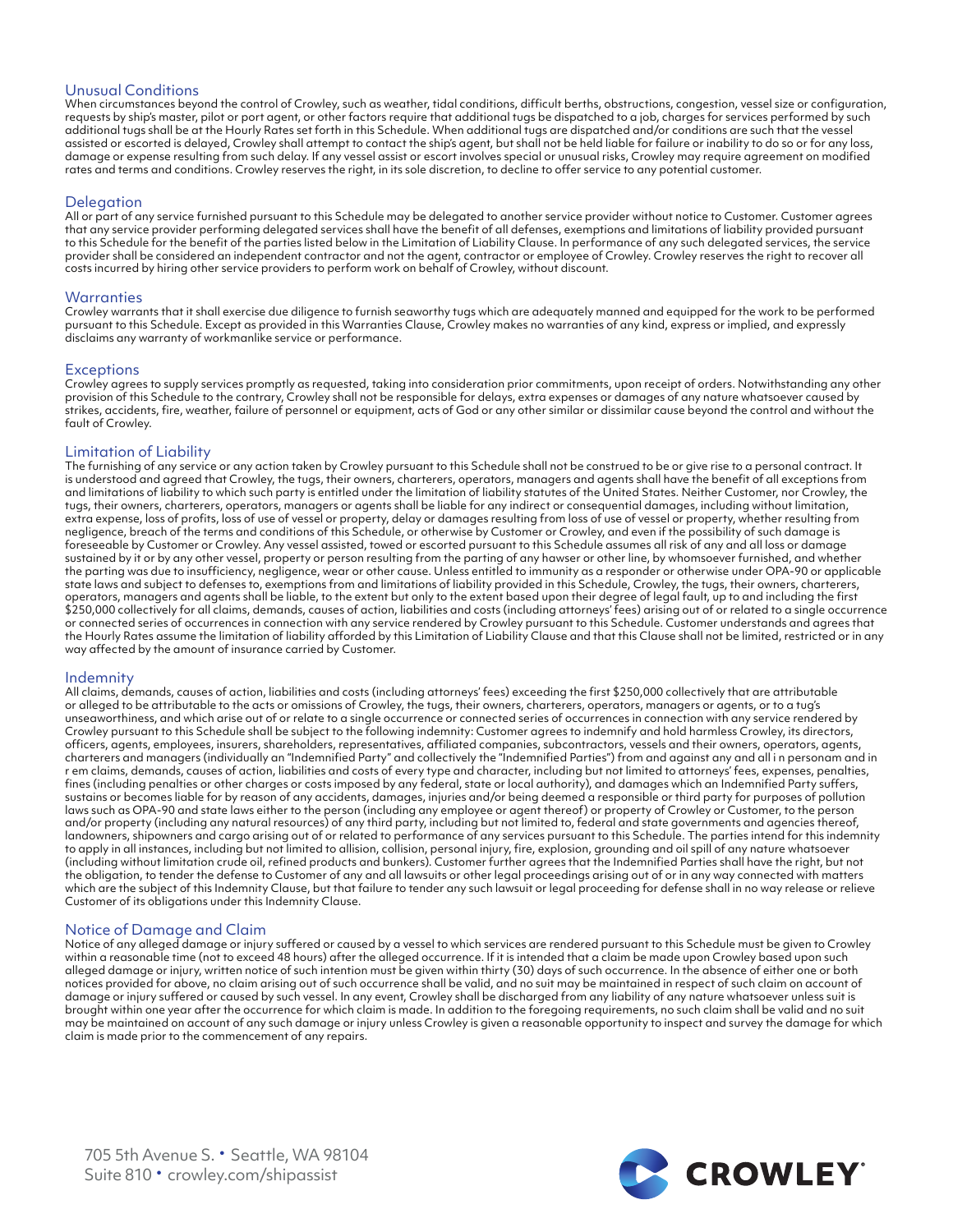## Unusual Conditions

When circumstances beyond the control of Crowley, such as weather, tidal conditions, difficult berths, obstructions, congestion, vessel size or configuration, requests by ship's master, pilot or port agent, or other factors require that additional tugs be dispatched to a job, charges for services performed by such additional tugs shall be at the Hourly Rates set forth in this Schedule. When additional tugs are dispatched and/or conditions are such that the vessel assisted or escorted is delayed, Crowley shall attempt to contact the ship's agent, but shall not be held liable for failure or inability to do so or for any loss, damage or expense resulting from such delay. If any vessel assist or escort involves special or unusual risks, Crowley may require agreement on modified rates and terms and conditions. Crowley reserves the right, in its sole discretion, to decline to offer service to any potential customer.

## Delegation

All or part of any service furnished pursuant to this Schedule may be delegated to another service provider without notice to Customer. Customer agrees that any service provider performing delegated services shall have the benefit of all defenses, exemptions and limitations of liability provided pursuant to this Schedule for the benefit of the parties listed below in the Limitation of Liability Clause. In performance of any such delegated services, the service provider shall be considered an independent contractor and not the agent, contractor or employee of Crowley. Crowley reserves the right to recover all costs incurred by hiring other service providers to perform work on behalf of Crowley, without discount.

## Warranties

Crowley warrants that it shall exercise due diligence to furnish seaworthy tugs which are adequately manned and equipped for the work to be performed pursuant to this Schedule. Except as provided in this Warranties Clause, Crowley makes no warranties of any kind, express or implied, and expressly disclaims any warranty of workmanlike service or performance.

## Exceptions

Crowley agrees to supply services promptly as requested, taking into consideration prior commitments, upon receipt of orders. Notwithstanding any other provision of this Schedule to the contrary, Crowley shall not be responsible for delays, extra expenses or damages of any nature whatsoever caused by strikes, accidents, fire, weather, failure of personnel or equipment, acts of God or any other similar or dissimilar cause beyond the control and without the fault of Crowley.

## Limitation of Liability

The furnishing of any service or any action taken by Crowley pursuant to this Schedule shall not be construed to be or give rise to a personal contract. It is understood and agreed that Crowley, the tugs, their owners, charterers, operators, managers and agents shall have the benefit of all exceptions from and limitations of liability to which such party is entitled under the limitation of liability statutes of the United States. Neither Customer, nor Crowley, the tugs, their owners, charterers, operators, managers or agents shall be liable for any indirect or consequential damages, including without limitation, extra expense, loss of profits, loss of use of vessel or property, delay or damages resulting from loss of use of vessel or property, whether resulting from negligence, breach of the terms and conditions of this Schedule, or otherwise by Customer or Crowley, and even if the possibility of such damage is foreseeable by Customer or Crowley. Any vessel assisted, towed or escorted pursuant to this Schedule assumes all risk of any and all loss or damage sustained by it or by any other vessel, property or person resulting from the parting of any hawser or other line, by whomsoever furnished, and whether the parting was due to insufficiency, negligence, wear or other cause. Unless entitled to immunity as a responder or otherwise under OPA-90 or applicable state laws and subject to defenses to, exemptions from and limitations of liability provided in this Schedule, Crowley, the tugs, their owners, charterers, operators, managers and agents shall be liable, to the extent but only to the extent based upon their degree of legal fault, up to and including the first $250,000 collectively for all claims, demands, causes of action, liabilities and costs (including attorneys' fees) arising out of or related to a single occurrence or connected series of occurrences in connection with any service rendered by Crowley pursuant to this Schedule. Customer understands and agrees that the Hourly Rates assume the limitation of liability afforded by this Limitation of Liability Clause and that this Clause shall not be limited, restricted or in any way affected by the amount of insurance carried by Customer.

## Indemnity

All claims, demands, causes of action, liabilities and costs (including attorneys' fees) exceeding the first $250,000 collectively that are attributable or alleged to be attributable to the acts or omissions of Crowley, the tugs, their owners, charterers, operators, managers or agents, or to a tug's unseaworthiness, and which arise out of or relate to a single occurrence or connected series of occurrences in connection with any service rendered by Crowley pursuant to this Schedule shall be subject to the following indemnity: Customer agrees to indemnify and hold harmless Crowley, its directors, officers, agents, employees, insurers, shareholders, representatives, affiliated companies, subcontractors, vessels and their owners, operators, agents, charterers and managers (individually an "Indemnified Party" and collectively the "Indemnified Parties") from and against any and all i n personam and in r em claims, demands, causes of action, liabilities and costs of every type and character, including but not limited to attorneys' fees, expenses, penalties, fines (including penalties or other charges or costs imposed by any federal, state or local authority), and damages which an Indemnified Party suffers, sustains or becomes liable for by reason of any accidents, damages, injuries and/or being deemed a responsible or third party for purposes of pollution laws such as OPA-90 and state laws either to the person (including any employee or agent thereof) or property of Crowley or Customer, to the person and/or property (including any natural resources) of any third party, including but not limited to, federal and state governments and agencies thereof, landowners, shipowners and cargo arising out of or related to performance of any services pursuant to this Schedule. The parties intend for this indemnity to apply in all instances, including but not limited to allision, collision, personal injury, fire, explosion, grounding and oil spill of any nature whatsoever (including without limitation crude oil, refined products and bunkers). Customer further agrees that the Indemnified Parties shall have the right, but not the obligation, to tender the defense to Customer of any and all lawsuits or other legal proceedings arising out of or in any way connected with matters which are the subject of this Indemnity Clause, but that failure to tender any such lawsuit or legal proceeding for defense shall in no way release or relieve Customer of its obligations under this Indemnity Clause.

## Notice of Damage and Claim

Notice of any alleged damage or injury suffered or caused by a vessel to which services are rendered pursuant to this Schedule must be given to Crowley within a reasonable time (not to exceed 48 hours) after the alleged occurrence. If it is intended that a claim be made upon Crowley based upon such alleged damage or injury, written notice of such intention must be given within thirty (30) days of such occurrence. In the absence of either one or both notices provided for above, no claim arising out of such occurrence shall be valid, and no suit may be maintained in respect of such claim on account of damage or injury suffered or caused by such vessel. In any event, Crowley shall be discharged from any liability of any nature whatsoever unless suit is brought within one year after the occurrence for which claim is made. In addition to the foregoing requirements, no such claim shall be valid and no suit may be maintained on account of any such damage or injury unless Crowley is given a reasonable opportunity to inspect and survey the damage for which claim is made prior to the commencement of any repairs.

705 5th Avenue S. • Seattle, WA 98104
Suite 810 • crowley.com/shipassist

CROWLEY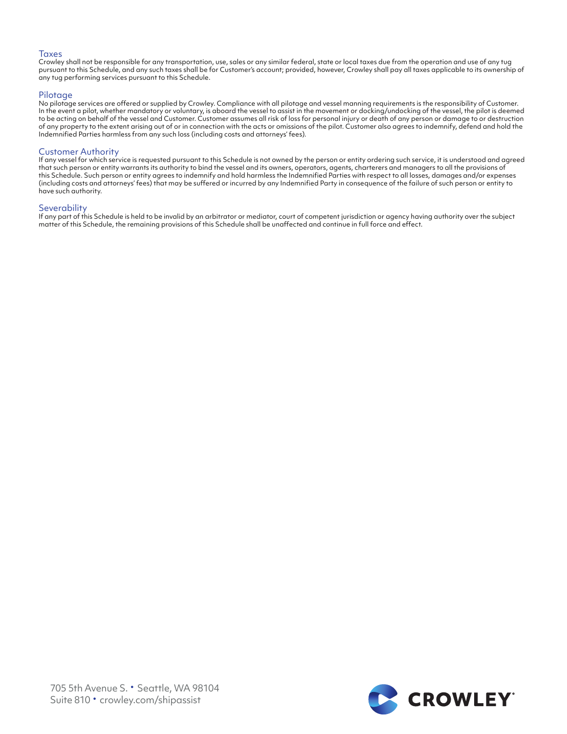## Taxes

Crowley shall not be responsible for any transportation, use, sales or any similar federal, state or local taxes due from the operation and use of any tug pursuant to this Schedule, and any such taxes shall be for Customer's account; provided, however, Crowley shall pay all taxes applicable to its ownership of any tug performing services pursuant to this Schedule.

## Pilotage

No pilotage services are offered or supplied by Crowley. Compliance with all pilotage and vessel manning requirements is the responsibility of Customer. In the event a pilot, whether mandatory or voluntary, is aboard the vessel to assist in the movement or docking/undocking of the vessel, the pilot is deemed to be acting on behalf of the vessel and Customer. Customer assumes all risk of loss for personal injury or death of any person or damage to or destruction of any property to the extent arising out of or in connection with the acts or omissions of the pilot. Customer also agrees to indemnify, defend and hold the Indemnified Parties harmless from any such loss (including costs and attorneys' fees).

## Customer Authority

If any vessel for which service is requested pursuant to this Schedule is not owned by the person or entity ordering such service, it is understood and agreed that such person or entity warrants its authority to bind the vessel and its owners, operators, agents, charterers and managers to all the provisions of this Schedule. Such person or entity agrees to indemnify and hold harmless the Indemnified Parties with respect to all losses, damages and/or expenses (including costs and attorneys' fees) that may be suffered or incurred by any Indemnified Party in consequence of the failure of such person or entity to have such authority.

## Severability

If any part of this Schedule is held to be invalid by an arbitrator or mediator, court of competent jurisdiction or agency having authority over the subject matter of this Schedule, the remaining provisions of this Schedule shall be unaffected and continue in full force and effect.

705 5th Avenue S. • Seattle, WA 98104
Suite 810 • crowley.com/shipassist

CROWLEY